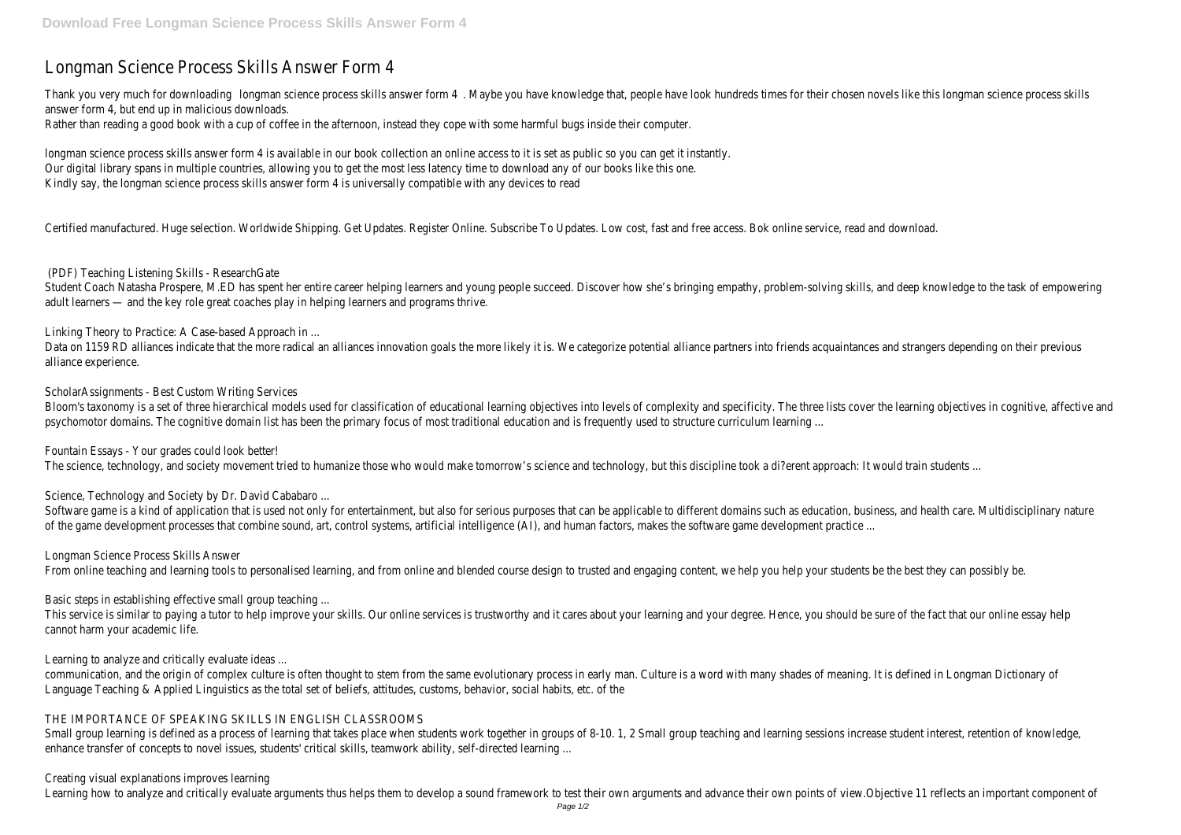# Longman Science Process Skills Answer Form 4

Thank you very much for downloading longman science process skills answer form 4. Maybe you have knowledge that, people have look hundreds times for their chosen novels like this longman science process skills answer form 4, but end up in malicious downloads.

Rather than reading a good book with a cup of coffee in the afternoon, instead they cope with some harmful bugs inside their computer.

longman science process skills answer form 4 is available in our book collection an online access to it is set as public so you can get it instantly.

Our digital library spans in multiple countries, allowing you to get the most less latency time to download any of our books like this one.

Kindly say, the longman science process skills answer form 4 is universally compatible with any devices to read

Certified manufactured. Huge selection. Worldwide Shipping. Get Updates. Register Online. Subscribe To Updates. Low cost, fast and free access. Bok online service, read and download.

## (PDF) Teaching Listening Skills - ResearchGate

Student Coach Natasha Prospere, M.ED has spent her entire career helping learners and young people succeed. Discover how she's bringing empathy, problem-solving skills, and deep knowledge to the task of empowering adult learners — and the key role great coaches play in helping learners and programs thrive.

## Linking Theory to Practice: A Case-based Approach in ...

Data on 1159 RD alliances indicate that the more radical an alliances innovation goals the more likely it is. We categorize potential alliance partners into friends acquaintances and strangers depending on their previous alliance experience.

## ScholarAssignments - Best Custom Writing Services

Bloom's taxonomy is a set of three hierarchical models used for classification of educational learning objectives into levels of complexity and specificity. The three lists cover the learning objectives in cognitive, affective and psychomotor domains. The cognitive domain list has been the primary focus of most traditional education and is frequently used to structure curriculum learning ...

## Fountain Essays - Your grades could look better!

The science, technology, and society movement tried to humanize those who would make tomorrow's science and technology, but this discipline took a di?erent approach: It would train students ...

## Science, Technology and Society by Dr. David Cababaro ...

Software game is a kind of application that is used not only for entertainment, but also for serious purposes that can be applicable to different domains such as education, business, and health care. Multidisciplinary nature of the game development processes that combine sound, art, control systems, artificial intelligence (AI), and human factors, makes the software game development practice ...

## Longman Science Process Skills Answer

From online teaching and learning tools to personalised learning, and from online and blended course design to trusted and engaging content, we help you help your students be the best they can possibly be.

## Basic steps in establishing effective small group teaching ...

This service is similar to paying a tutor to help improve your skills. Our online services is trustworthy and it cares about your learning and your degree. Hence, you should be sure of the fact that our online essay help cannot harm your academic life.

## Learning to analyze and critically evaluate ideas ...

communication, and the origin of complex culture is often thought to stem from the same evolutionary process in early man. Culture is a word with many shades of meaning. It is defined in Longman Dictionary of Language Teaching & Applied Linguistics as the total set of beliefs, attitudes, customs, behavior, social habits, etc. of the

## THE IMPORTANCE OF SPEAKING SKILLS IN ENGLISH CLASSROOMS

Small group learning is defined as a process of learning that takes place when students work together in groups of 8-10. 1, 2 Small group teaching and learning sessions increase student interest, retention of knowledge, enhance transfer of concepts to novel issues, students' critical skills, teamwork ability, self-directed learning ...

## Creating visual explanations improves learning

Learning how to analyze and critically evaluate arguments thus helps them to develop a sound framework to test their own arguments and advance their own points of view.Objective 11 reflects an important component of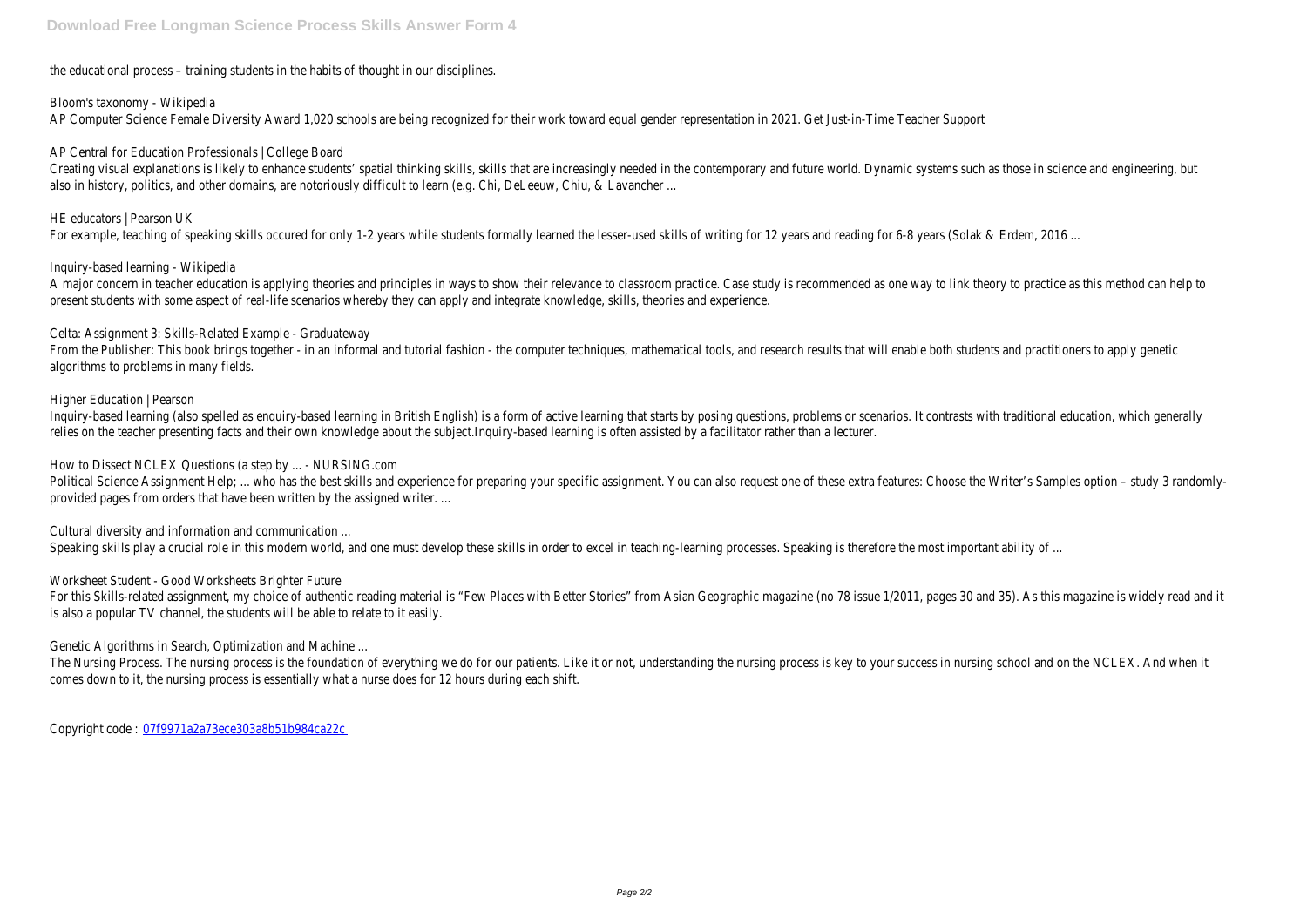the educational process – training students in the habits of thought in our disciplines.

Bloom's taxonomy - Wikipedia
AP Computer Science Female Diversity Award 1,020 schools are being recognized for their work toward equal gender representation in 2021. Get Just-in-Time Teacher Support

AP Central for Education Professionals | College Board
Creating visual explanations is likely to enhance students' spatial thinking skills, skills that are increasingly needed in the contemporary and future world. Dynamic systems such as those in science and engineering, but also in history, politics, and other domains, are notoriously difficult to learn (e.g. Chi, DeLeeuw, Chiu, & Lavancher ...

HE educators | Pearson UK
For example, teaching of speaking skills occured for only 1-2 years while students formally learned the lesser-used skills of writing for 12 years and reading for 6-8 years (Solak & Erdem, 2016 ...

Inquiry-based learning - Wikipedia
A major concern in teacher education is applying theories and principles in ways to show their relevance to classroom practice. Case study is recommended as one way to link theory to practice as this method can help to present students with some aspect of real-life scenarios whereby they can apply and integrate knowledge, skills, theories and experience.

Celta: Assignment 3: Skills-Related Example - Graduateway
From the Publisher: This book brings together - in an informal and tutorial fashion - the computer techniques, mathematical tools, and research results that will enable both students and practitioners to apply genetic algorithms to problems in many fields.

Higher Education | Pearson
Inquiry-based learning (also spelled as enquiry-based learning in British English) is a form of active learning that starts by posing questions, problems or scenarios. It contrasts with traditional education, which generally relies on the teacher presenting facts and their own knowledge about the subject.Inquiry-based learning is often assisted by a facilitator rather than a lecturer.

How to Dissect NCLEX Questions (a step by ... - NURSING.com
Political Science Assignment Help; ... who has the best skills and experience for preparing your specific assignment. You can also request one of these extra features: Choose the Writer's Samples option – study 3 randomly-provided pages from orders that have been written by the assigned writer. ...

Cultural diversity and information and communication ...
Speaking skills play a crucial role in this modern world, and one must develop these skills in order to excel in teaching-learning processes. Speaking is therefore the most important ability of ...

Worksheet Student - Good Worksheets Brighter Future
For this Skills-related assignment, my choice of authentic reading material is "Few Places with Better Stories" from Asian Geographic magazine (no 78 issue 1/2011, pages 30 and 35). As this magazine is widely read and it is also a popular TV channel, the students will be able to relate to it easily.

Genetic Algorithms in Search, Optimization and Machine ...
The Nursing Process. The nursing process is the foundation of everything we do for our patients. Like it or not, understanding the nursing process is key to your success in nursing school and on the NCLEX. And when it comes down to it, the nursing process is essentially what a nurse does for 12 hours during each shift.

Copyright code : 07f9971a2a73ece303a8b51b984ca22c